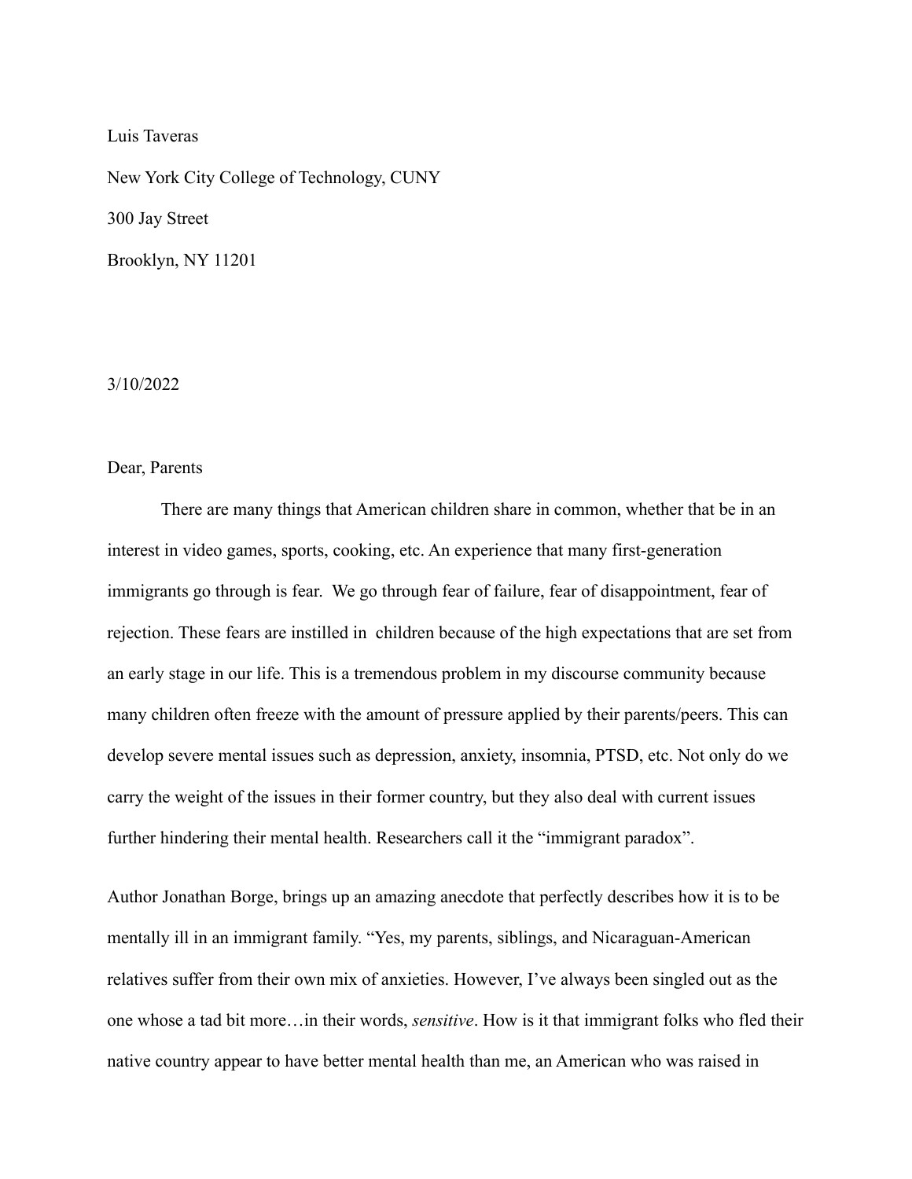Luis Taveras

New York City College of Technology, CUNY

300 Jay Street

Brooklyn, NY 11201

3/10/2022

Dear, Parents

There are many things that American children share in common, whether that be in an interest in video games, sports, cooking, etc. An experience that many first-generation immigrants go through is fear. We go through fear of failure, fear of disappointment, fear of rejection. These fears are instilled in children because of the high expectations that are set from an early stage in our life. This is a tremendous problem in my discourse community because many children often freeze with the amount of pressure applied by their parents/peers. This can develop severe mental issues such as depression, anxiety, insomnia, PTSD, etc. Not only do we carry the weight of the issues in their former country, but they also deal with current issues further hindering their mental health. Researchers call it the "immigrant paradox".

Author Jonathan Borge, brings up an amazing anecdote that perfectly describes how it is to be mentally ill in an immigrant family. "Yes, my parents, siblings, and Nicaraguan-American relatives suffer from their own mix of anxieties. However, I've always been singled out as the one whose a tad bit more…in their words, *sensitive*. How is it that immigrant folks who fled their native country appear to have better mental health than me, an American who was raised in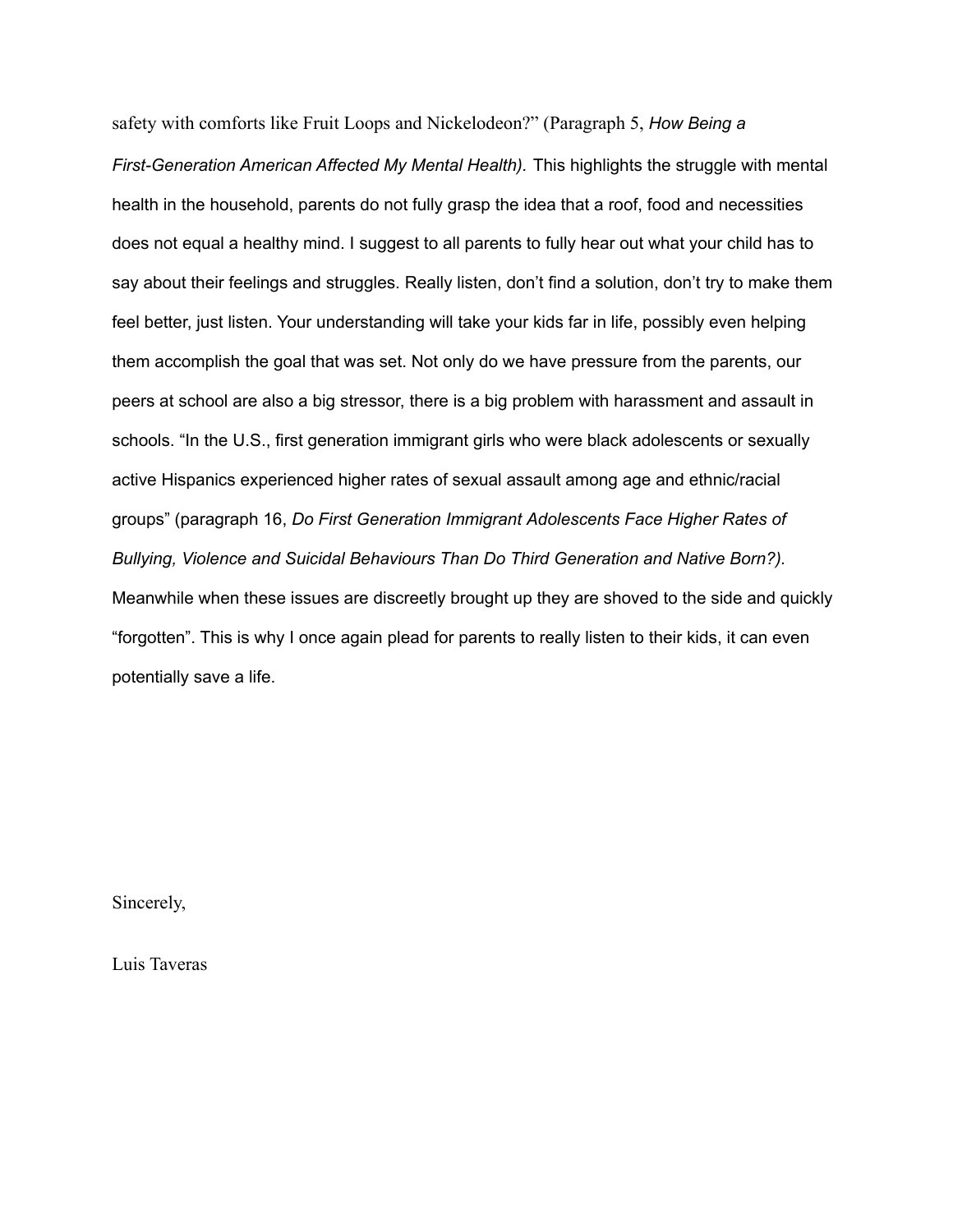safety with comforts like Fruit Loops and Nickelodeon?" (Paragraph 5, *How Being a First-Generation American Affected My Mental Health).* This highlights the struggle with mental health in the household, parents do not fully grasp the idea that a roof, food and necessities does not equal a healthy mind. I suggest to all parents to fully hear out what your child has to say about their feelings and struggles. Really listen, don't find a solution, don't try to make them feel better, just listen. Your understanding will take your kids far in life, possibly even helping them accomplish the goal that was set. Not only do we have pressure from the parents, our peers at school are also a big stressor, there is a big problem with harassment and assault in schools. "In the U.S., first generation immigrant girls who were black adolescents or sexually active Hispanics experienced higher rates of sexual assault among age and ethnic/racial groups" (paragraph 16, *Do First Generation Immigrant Adolescents Face Higher Rates of Bullying, Violence and Suicidal Behaviours Than Do Third Generation and Native Born?).* Meanwhile when these issues are discreetly brought up they are shoved to the side and quickly "forgotten". This is why I once again plead for parents to really listen to their kids, it can even potentially save a life.

Sincerely,

Luis Taveras